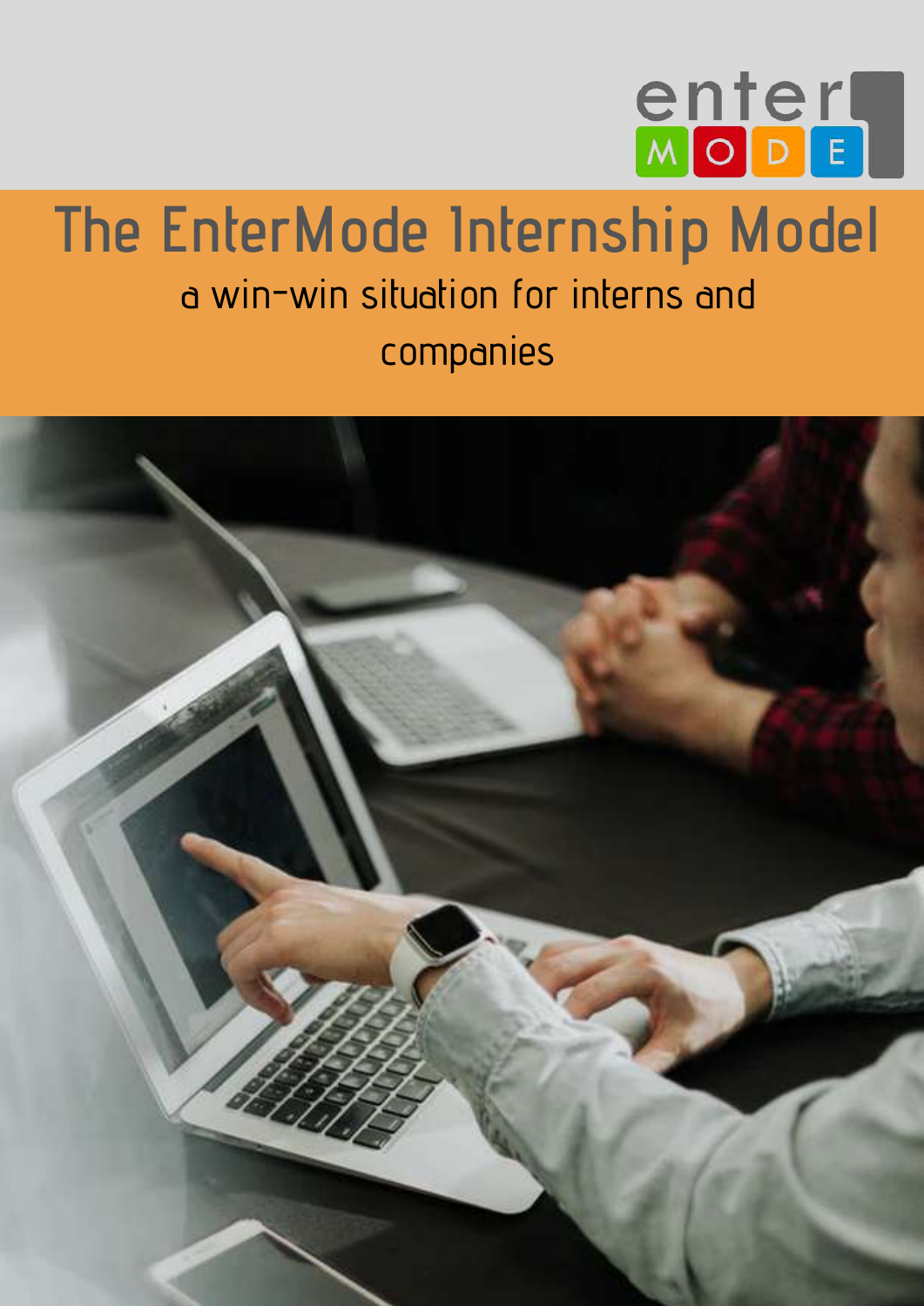enter MODE

# The EnterMode Internship Model

a win-win situation for interns and companies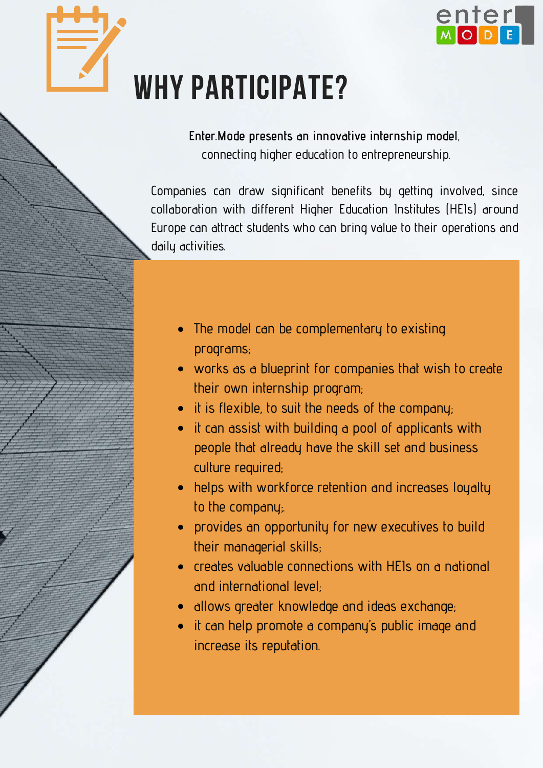# WHY PARTICIPATE?

**Enter.Mode presents an innovative internship model,**
connecting higher education to entrepreneurship.

Companies can draw significant benefits by getting involved, since collaboration with different Higher Education Institutes (HEIs) around Europe can attract students who can bring value to their operations and daily activities.

- The model can be complementary to existing programs;
- works as a blueprint for companies that wish to create their own internship program;
- it is flexible, to suit the needs of the company;
- it can assist with building a pool of applicants with people that already have the skill set and business culture required;
- helps with workforce retention and increases loyalty to the company;.
- provides an opportunity for new executives to build their managerial skills;
- creates valuable connections with HEIs on a national and international level;
- allows greater knowledge and ideas exchange;
- it can help promote a company's public image and increase its reputation.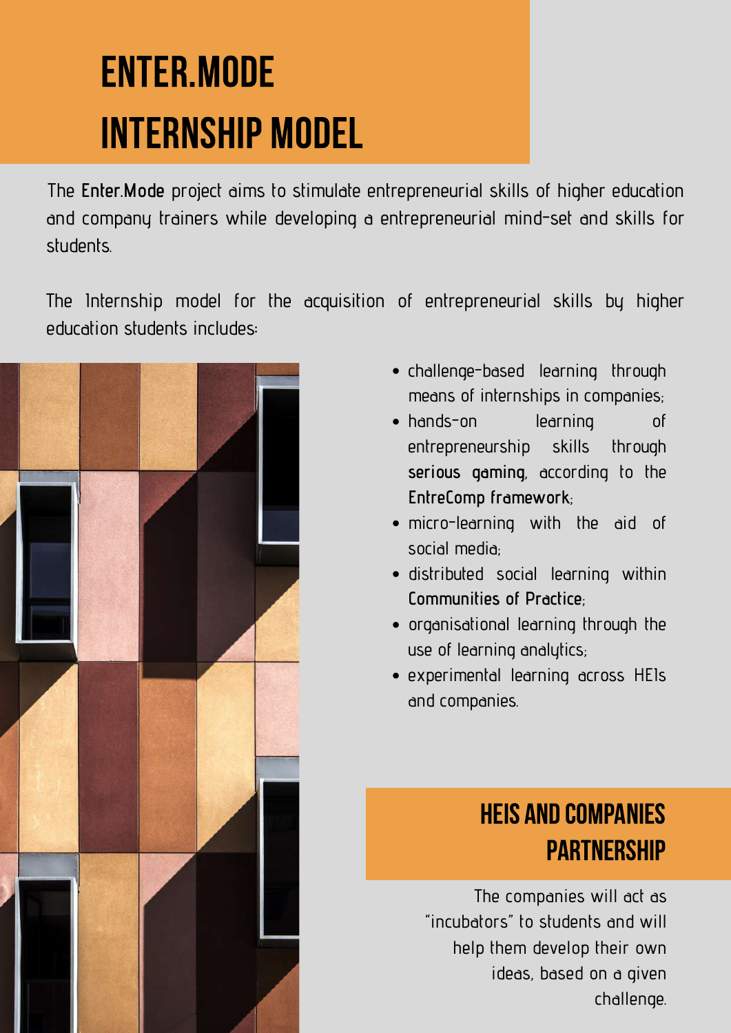# ENTER.MODE INTERNSHIP MODEL

The **Enter.Mode** project aims to stimulate entrepreneurial skills of higher education and company trainers while developing a entrepreneurial mind-set and skills for students.

The Internship model for the acquisition of entrepreneurial skills by higher education students includes:

- challenge-based learning through means of internships in companies;
- hands-on learning of entrepreneurship skills through **serious gaming**, according to the **EntreComp framework**;
- micro-learning with the aid of social media;
- distributed social learning within **Communities of Practice**;
- organisational learning through the use of learning analytics;
- experimental learning across HEIs and companies.

## HEIS AND COMPANIES PARTNERSHIP

The companies will act as "incubators" to students and will help them develop their own ideas, based on a given challenge.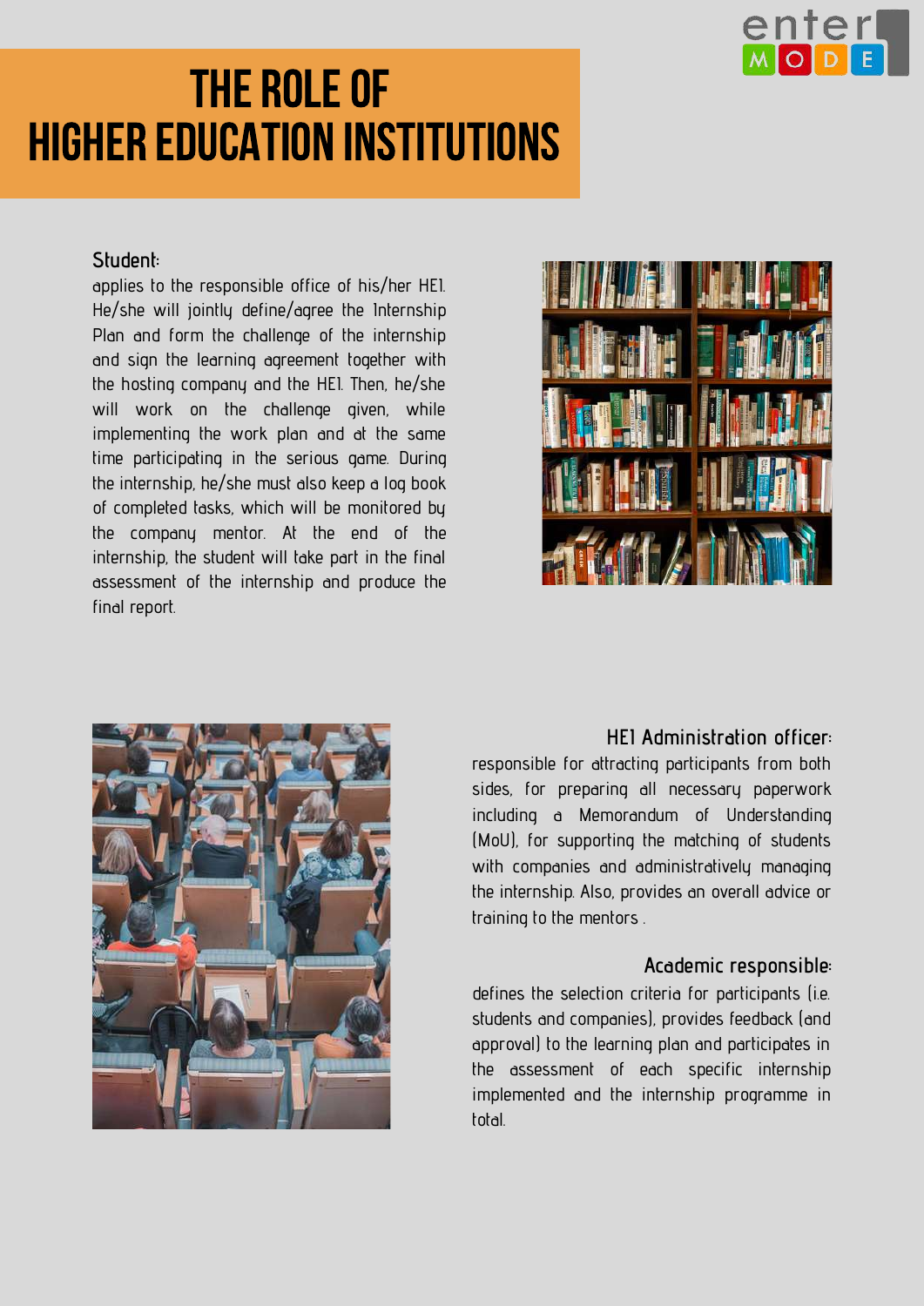# THE ROLE OF HIGHER EDUCATION INSTITUTIONS

### Student:

applies to the responsible office of his/her HEI. He/she will jointly define/agree the Internship Plan and form the challenge of the internship and sign the learning agreement together with the hosting company and the HEI. Then, he/she will work on the challenge given, while implementing the work plan and at the same time participating in the serious game. During the internship, he/she must also keep a log book of completed tasks, which will be monitored by the company mentor. At the end of the internship, the student will take part in the final assessment of the internship and produce the final report.

### HEI Administration officer:

responsible for attracting participants from both sides, for preparing all necessary paperwork including a Memorandum of Understanding (MoU), for supporting the matching of students with companies and administratively managing the internship. Also, provides an overall advice or training to the mentors .

### Academic responsible:

defines the selection criteria for participants (i.e. students and companies), provides feedback (and approval) to the learning plan and participates in the assessment of each specific internship implemented and the internship programme in total.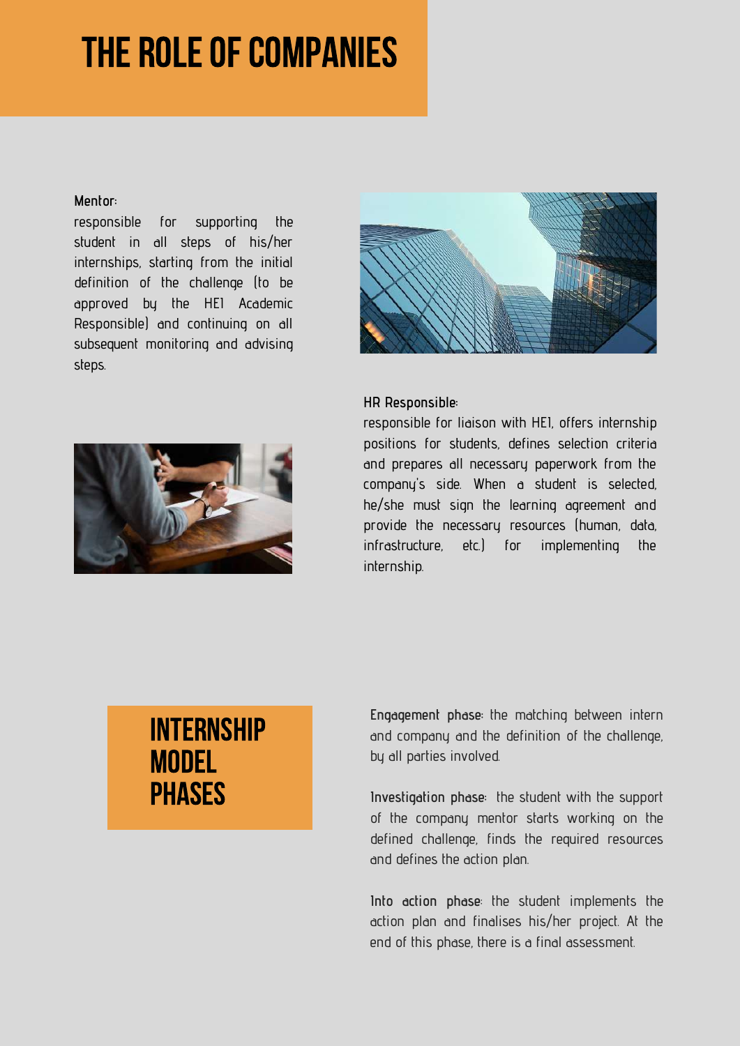# THE ROLE OF COMPANIES

**Mentor:**
responsible for supporting the student in all steps of his/her internships, starting from the initial definition of the challenge (to be approved by the HEI Academic Responsible) and continuing on all subsequent monitoring and advising steps.

**HR Responsible:**
responsible for liaison with HEI, offers internship positions for students, defines selection criteria and prepares all necessary paperwork from the company's side. When a student is selected, he/she must sign the learning agreement and provide the necessary resources (human, data, infrastructure, etc.) for implementing the internship.

# INTERNSHIP MODEL PHASES

**Engagement phase:** the matching between intern and company and the definition of the challenge, by all parties involved.

**Investigation phase:** the student with the support of the company mentor starts working on the defined challenge, finds the required resources and defines the action plan.

**Into action phase:** the student implements the action plan and finalises his/her project. At the end of this phase, there is a final assessment.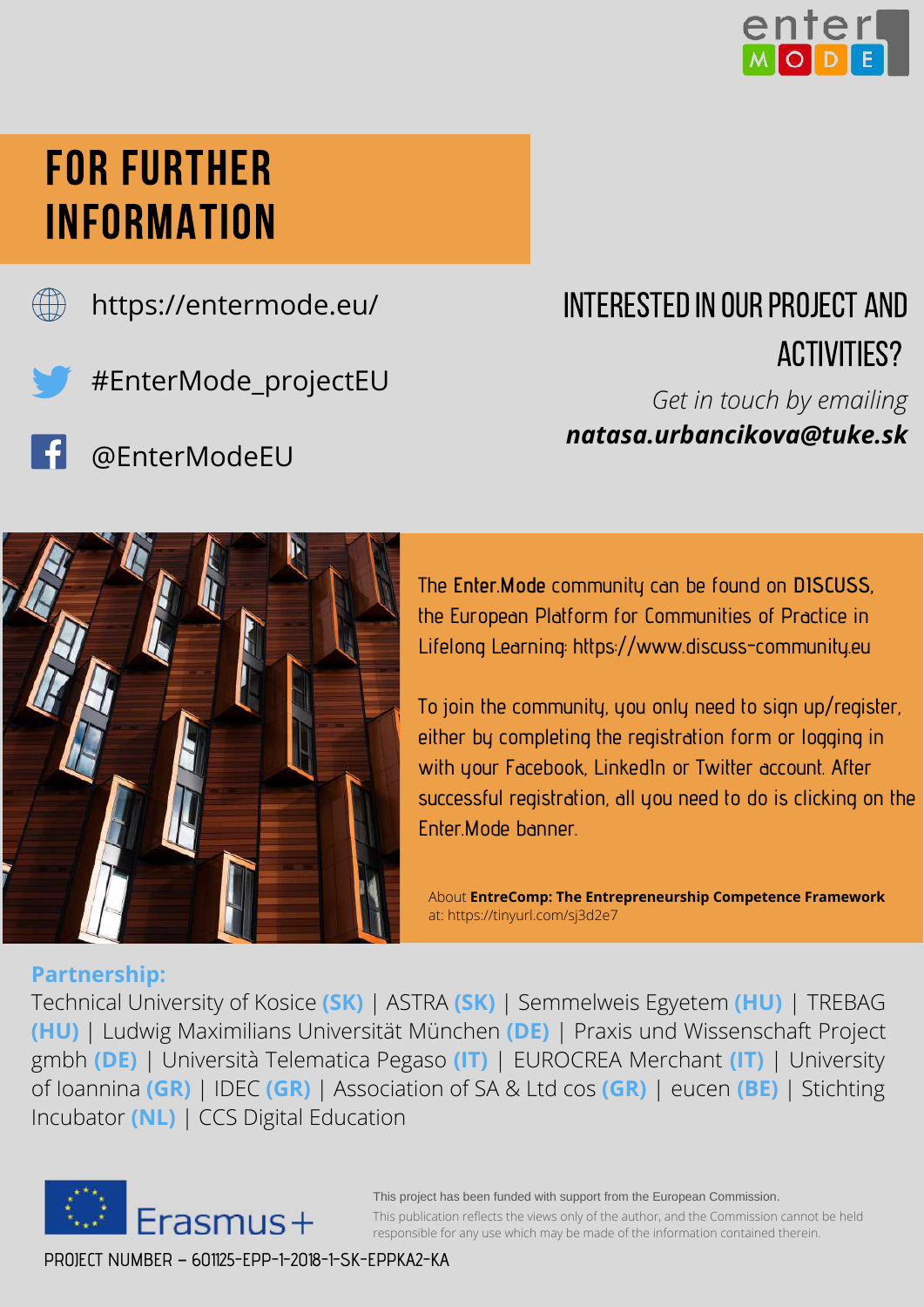# FOR FURTHER INFORMATION

https://entermode.eu/

#EnterMode_projectEU

@EnterModeEU

## INTERESTED IN OUR PROJECT AND ACTIVITIES?

*Get in touch by emailing*
***natasa.urbancikova@tuke.sk***

The **Enter.Mode** community can be found on **DISCUSS**, the European Platform for Communities of Practice in Lifelong Learning: https://www.discuss-community.eu

To join the community, you only need to sign up/register, either by completing the registration form or logging in with your Facebook, LinkedIn or Twitter account. After successful registration, all you need to do is clicking on the Enter.Mode banner.

About **EntreComp: The Entrepreneurship Competence Framework** at: https://tinyurl.com/sj3d2e7

**Partnership:**

Technical University of Kosice **(SK)** | ASTRA **(SK)** | Semmelweis Egyetem **(HU)** | TREBAG **(HU)** | Ludwig Maximilians Universität München **(DE)** | Praxis und Wissenschaft Project gmbh **(DE)** | Università Telematica Pegaso **(IT)** | EUROCREA Merchant **(IT)** | University of Ioannina **(GR)** | IDEC **(GR)** | Association of SA & Ltd cos **(GR)** | eucen **(BE)** | Stichting Incubator **(NL)** | CCS Digital Education

Erasmus+

This project has been funded with support from the European Commission.
This publication reflects the views only of the author, and the Commission cannot be held responsible for any use which may be made of the information contained therein.

PROJECT NUMBER – 601125-EPP-1-2018-1-SK-EPPKA2-KA